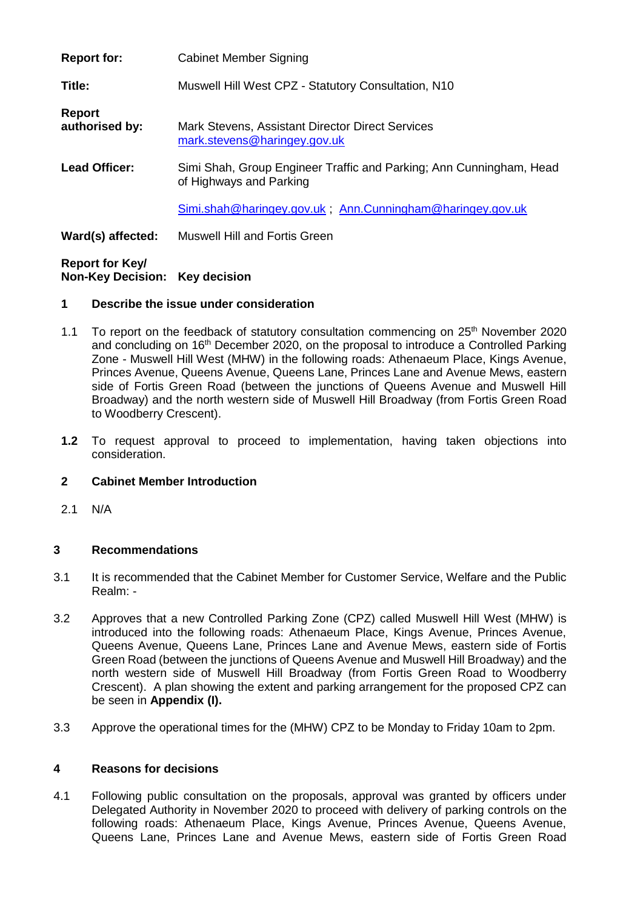| | |
|---|---|
| **Report for:** | Cabinet Member Signing |
| **Title:** | Muswell Hill West CPZ - Statutory Consultation, N10 |
| **Report authorised by:** | Mark Stevens, Assistant Director Direct Services mark.stevens@haringey.gov.uk |
| **Lead Officer:** | Simi Shah, Group Engineer Traffic and Parking; Ann Cunningham, Head of Highways and Parking<br><br>Simi.shah@haringey.gov.uk ; Ann.Cunningham@haringey.gov.uk |
| **Ward(s) affected:** | Muswell Hill and Fortis Green |
| **Report for Key/ Non-Key Decision:** | **Key decision** |

## 1 Describe the issue under consideration

1.1 To report on the feedback of statutory consultation commencing on 25th November 2020 and concluding on 16th December 2020, on the proposal to introduce a Controlled Parking Zone - Muswell Hill West (MHW) in the following roads: Athenaeum Place, Kings Avenue, Princes Avenue, Queens Avenue, Queens Lane, Princes Lane and Avenue Mews, eastern side of Fortis Green Road (between the junctions of Queens Avenue and Muswell Hill Broadway) and the north western side of Muswell Hill Broadway (from Fortis Green Road to Woodberry Crescent).

**1.2** To request approval to proceed to implementation, having taken objections into consideration.

## 2 Cabinet Member Introduction

2.1 N/A

## 3 Recommendations

3.1 It is recommended that the Cabinet Member for Customer Service, Welfare and the Public Realm: -

3.2 Approves that a new Controlled Parking Zone (CPZ) called Muswell Hill West (MHW) is introduced into the following roads: Athenaeum Place, Kings Avenue, Princes Avenue, Queens Avenue, Queens Lane, Princes Lane and Avenue Mews, eastern side of Fortis Green Road (between the junctions of Queens Avenue and Muswell Hill Broadway) and the north western side of Muswell Hill Broadway (from Fortis Green Road to Woodberry Crescent). A plan showing the extent and parking arrangement for the proposed CPZ can be seen in **Appendix (I).**

3.3 Approve the operational times for the (MHW) CPZ to be Monday to Friday 10am to 2pm.

## 4 Reasons for decisions

4.1 Following public consultation on the proposals, approval was granted by officers under Delegated Authority in November 2020 to proceed with delivery of parking controls on the following roads: Athenaeum Place, Kings Avenue, Princes Avenue, Queens Avenue, Queens Lane, Princes Lane and Avenue Mews, eastern side of Fortis Green Road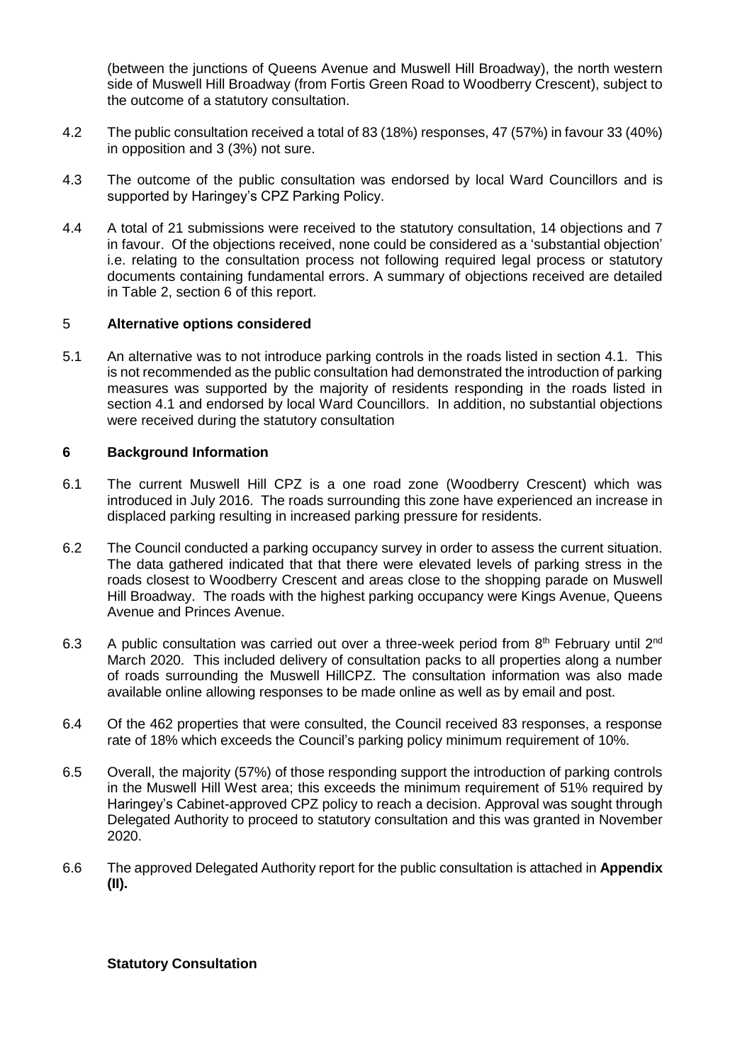(between the junctions of Queens Avenue and Muswell Hill Broadway), the north western side of Muswell Hill Broadway (from Fortis Green Road to Woodberry Crescent), subject to the outcome of a statutory consultation.

4.2 The public consultation received a total of 83 (18%) responses, 47 (57%) in favour 33 (40%) in opposition and 3 (3%) not sure.

4.3 The outcome of the public consultation was endorsed by local Ward Councillors and is supported by Haringey's CPZ Parking Policy.

4.4 A total of 21 submissions were received to the statutory consultation, 14 objections and 7 in favour. Of the objections received, none could be considered as a 'substantial objection' i.e. relating to the consultation process not following required legal process or statutory documents containing fundamental errors. A summary of objections received are detailed in Table 2, section 6 of this report.

## 5 **Alternative options considered**

5.1 An alternative was to not introduce parking controls in the roads listed in section 4.1. This is not recommended as the public consultation had demonstrated the introduction of parking measures was supported by the majority of residents responding in the roads listed in section 4.1 and endorsed by local Ward Councillors. In addition, no substantial objections were received during the statutory consultation

## 6 **Background Information**

6.1 The current Muswell Hill CPZ is a one road zone (Woodberry Crescent) which was introduced in July 2016. The roads surrounding this zone have experienced an increase in displaced parking resulting in increased parking pressure for residents.

6.2 The Council conducted a parking occupancy survey in order to assess the current situation. The data gathered indicated that that there were elevated levels of parking stress in the roads closest to Woodberry Crescent and areas close to the shopping parade on Muswell Hill Broadway. The roads with the highest parking occupancy were Kings Avenue, Queens Avenue and Princes Avenue.

6.3 A public consultation was carried out over a three-week period from 8th February until 2nd March 2020. This included delivery of consultation packs to all properties along a number of roads surrounding the Muswell HillCPZ. The consultation information was also made available online allowing responses to be made online as well as by email and post.

6.4 Of the 462 properties that were consulted, the Council received 83 responses, a response rate of 18% which exceeds the Council's parking policy minimum requirement of 10%.

6.5 Overall, the majority (57%) of those responding support the introduction of parking controls in the Muswell Hill West area; this exceeds the minimum requirement of 51% required by Haringey's Cabinet-approved CPZ policy to reach a decision. Approval was sought through Delegated Authority to proceed to statutory consultation and this was granted in November 2020.

6.6 The approved Delegated Authority report for the public consultation is attached in **Appendix (II).**

**Statutory Consultation**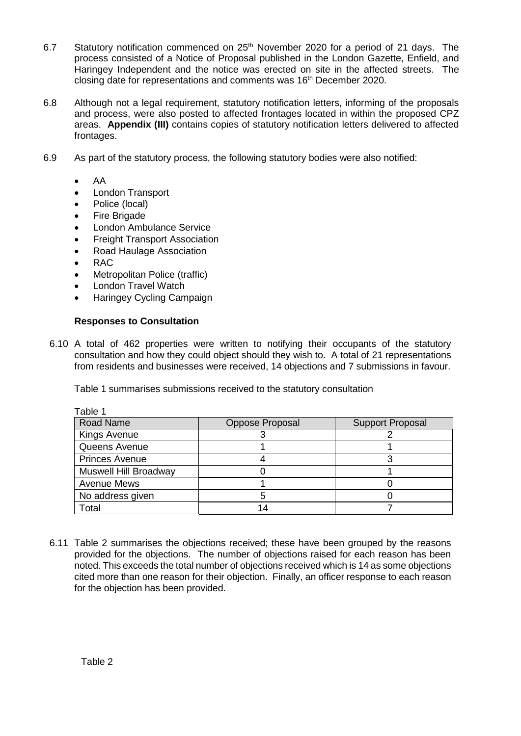6.7 Statutory notification commenced on 25th November 2020 for a period of 21 days. The process consisted of a Notice of Proposal published in the London Gazette, Enfield, and Haringey Independent and the notice was erected on site in the affected streets. The closing date for representations and comments was 16th December 2020.

6.8 Although not a legal requirement, statutory notification letters, informing of the proposals and process, were also posted to affected frontages located in within the proposed CPZ areas. **Appendix (III)** contains copies of statutory notification letters delivered to affected frontages.

6.9 As part of the statutory process, the following statutory bodies were also notified:

- AA
- London Transport
- Police (local)
- Fire Brigade
- London Ambulance Service
- Freight Transport Association
- Road Haulage Association
- RAC
- Metropolitan Police (traffic)
- London Travel Watch
- Haringey Cycling Campaign

**Responses to Consultation**

6.10 A total of 462 properties were written to notifying their occupants of the statutory consultation and how they could object should they wish to. A total of 21 representations from residents and businesses were received, 14 objections and 7 submissions in favour.

Table 1 summarises submissions received to the statutory consultation

Table 1

| Road Name | Oppose Proposal | Support Proposal |
|---|---|---|
| Kings Avenue | 3 | 2 |
| Queens Avenue | 1 | 1 |
| Princes Avenue | 4 | 3 |
| Muswell Hill Broadway | 0 | 1 |
| Avenue Mews | 1 | 0 |
| No address given | 5 | 0 |
| Total | 14 | 7 |

6.11 Table 2 summarises the objections received; these have been grouped by the reasons provided for the objections. The number of objections raised for each reason has been noted. This exceeds the total number of objections received which is 14 as some objections cited more than one reason for their objection. Finally, an officer response to each reason for the objection has been provided.

Table 2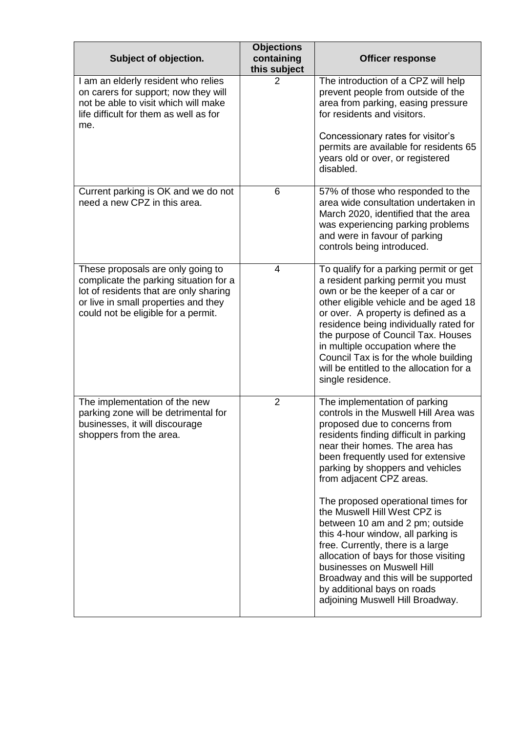| Subject of objection. | Objections containing this subject | Officer response |
|---|---|---|
| I am an elderly resident who relies on carers for support; now they will not be able to visit which will make life difficult for them as well as for me. | 2 | The introduction of a CPZ will help prevent people from outside of the area from parking, easing pressure for residents and visitors.<br><br>Concessionary rates for visitor's permits are available for residents 65 years old or over, or registered disabled. |
| Current parking is OK and we do not need a new CPZ in this area. | 6 | 57% of those who responded to the area wide consultation undertaken in March 2020, identified that the area was experiencing parking problems and were in favour of parking controls being introduced. |
| These proposals are only going to complicate the parking situation for a lot of residents that are only sharing or live in small properties and they could not be eligible for a permit. | 4 | To qualify for a parking permit or get a resident parking permit you must own or be the keeper of a car or other eligible vehicle and be aged 18 or over. A property is defined as a residence being individually rated for the purpose of Council Tax. Houses in multiple occupation where the Council Tax is for the whole building will be entitled to the allocation for a single residence. |
| The implementation of the new parking zone will be detrimental for businesses, it will discourage shoppers from the area. | 2 | The implementation of parking controls in the Muswell Hill Area was proposed due to concerns from residents finding difficult in parking near their homes. The area has been frequently used for extensive parking by shoppers and vehicles from adjacent CPZ areas.<br><br>The proposed operational times for the Muswell Hill West CPZ is between 10 am and 2 pm; outside this 4-hour window, all parking is free. Currently, there is a large allocation of bays for those visiting businesses on Muswell Hill Broadway and this will be supported by additional bays on roads adjoining Muswell Hill Broadway. |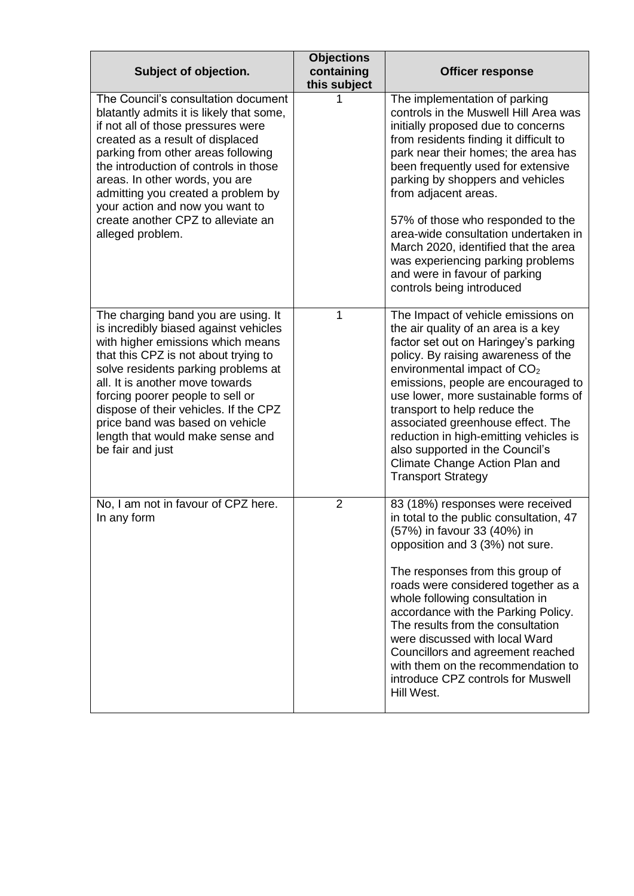| Subject of objection. | Objections containing this subject | Officer response |
|---|---|---|
| The Council's consultation document blatantly admits it is likely that some, if not all of those pressures were created as a result of displaced parking from other areas following the introduction of controls in those areas. In other words, you are admitting you created a problem by your action and now you want to create another CPZ to alleviate an alleged problem. | 1 | The implementation of parking controls in the Muswell Hill Area was initially proposed due to concerns from residents finding it difficult to park near their homes; the area has been frequently used for extensive parking by shoppers and vehicles from adjacent areas.<br><br>57% of those who responded to the area-wide consultation undertaken in March 2020, identified that the area was experiencing parking problems and were in favour of parking controls being introduced |
| The charging band you are using. It is incredibly biased against vehicles with higher emissions which means that this CPZ is not about trying to solve residents parking problems at all. It is another move towards forcing poorer people to sell or dispose of their vehicles. If the CPZ price band was based on vehicle length that would make sense and be fair and just | 1 | The Impact of vehicle emissions on the air quality of an area is a key factor set out on Haringey's parking policy. By raising awareness of the environmental impact of $CO_2$ emissions, people are encouraged to use lower, more sustainable forms of transport to help reduce the associated greenhouse effect. The reduction in high-emitting vehicles is also supported in the Council's Climate Change Action Plan and Transport Strategy |
| No, I am not in favour of CPZ here. In any form | 2 | 83 (18%) responses were received in total to the public consultation, 47 (57%) in favour 33 (40%) in opposition and 3 (3%) not sure.<br><br>The responses from this group of roads were considered together as a whole following consultation in accordance with the Parking Policy. The results from the consultation were discussed with local Ward Councillors and agreement reached with them on the recommendation to introduce CPZ controls for Muswell Hill West. |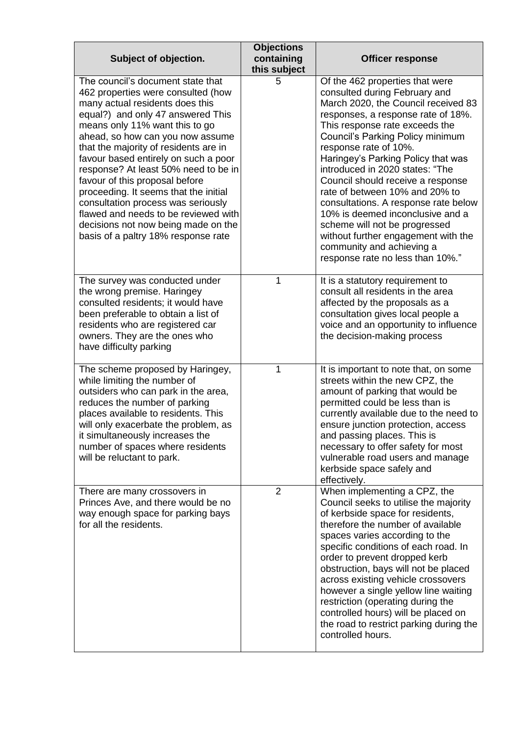| Subject of objection. | Objections containing this subject | Officer response |
|---|---|---|
| The council's document state that 462 properties were consulted (how many actual residents does this equal?) and only 47 answered This means only 11% want this to go ahead, so how can you now assume that the majority of residents are in favour based entirely on such a poor response? At least 50% need to be in favour of this proposal before proceeding. It seems that the initial consultation process was seriously flawed and needs to be reviewed with decisions not now being made on the basis of a paltry 18% response rate | 5 | Of the 462 properties that were consulted during February and March 2020, the Council received 83 responses, a response rate of 18%. This response rate exceeds the Council's Parking Policy minimum response rate of 10%. Haringey's Parking Policy that was introduced in 2020 states: "The Council should receive a response rate of between 10% and 20% to consultations. A response rate below 10% is deemed inconclusive and a scheme will not be progressed without further engagement with the community and achieving a response rate no less than 10%." |
| The survey was conducted under the wrong premise. Haringey consulted residents; it would have been preferable to obtain a list of residents who are registered car owners. They are the ones who have difficulty parking | 1 | It is a statutory requirement to consult all residents in the area affected by the proposals as a consultation gives local people a voice and an opportunity to influence the decision-making process |
| The scheme proposed by Haringey, while limiting the number of outsiders who can park in the area, reduces the number of parking places available to residents. This will only exacerbate the problem, as it simultaneously increases the number of spaces where residents will be reluctant to park. | 1 | It is important to note that, on some streets within the new CPZ, the amount of parking that would be permitted could be less than is currently available due to the need to ensure junction protection, access and passing places. This is necessary to offer safety for most vulnerable road users and manage kerbside space safely and effectively. |
| There are many crossovers in Princes Ave, and there would be no way enough space for parking bays for all the residents. | 2 | When implementing a CPZ, the Council seeks to utilise the majority of kerbside space for residents, therefore the number of available spaces varies according to the specific conditions of each road. In order to prevent dropped kerb obstruction, bays will not be placed across existing vehicle crossovers however a single yellow line waiting restriction (operating during the controlled hours) will be placed on the road to restrict parking during the controlled hours. |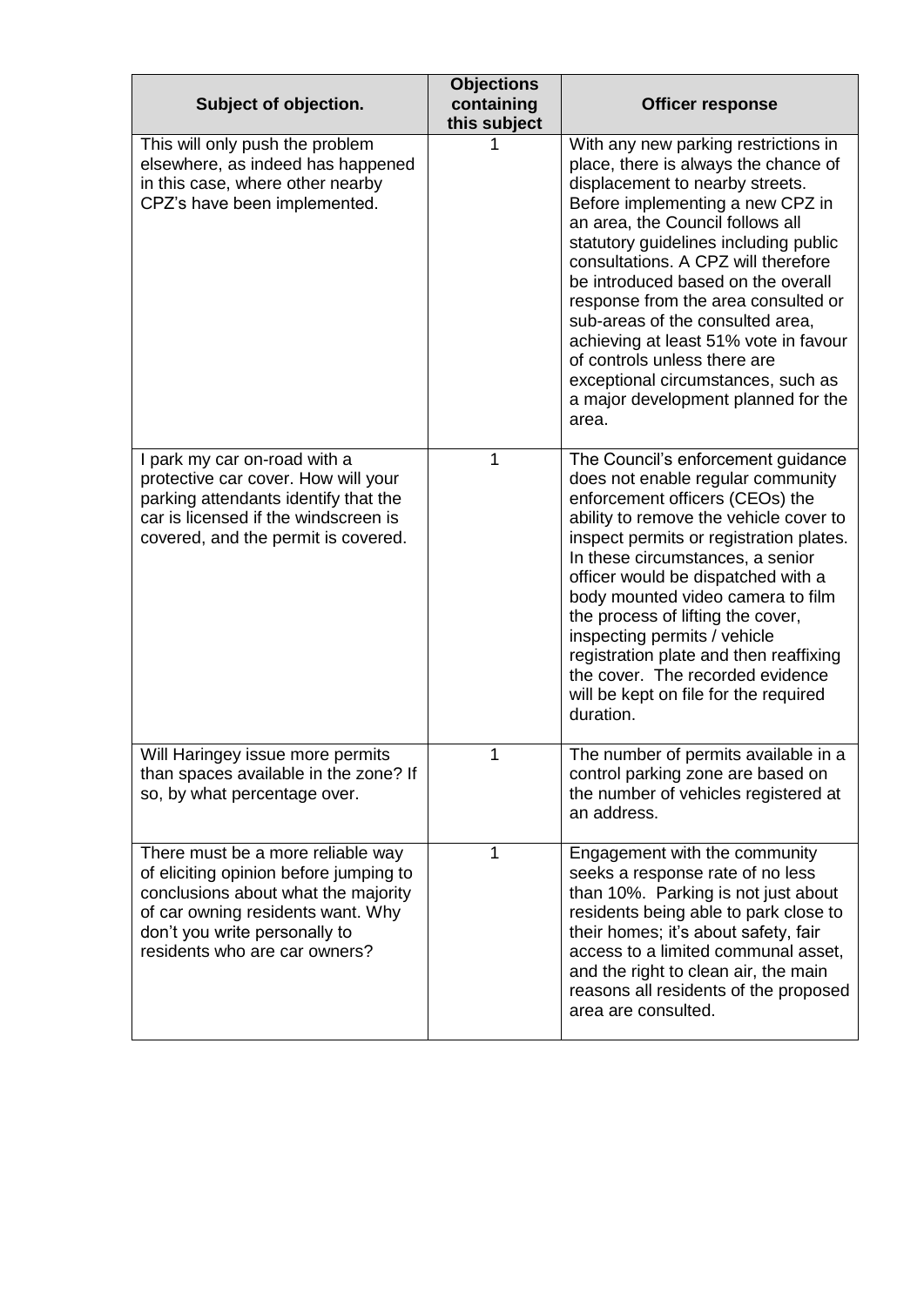| Subject of objection. | Objections containing this subject | Officer response |
|---|---|---|
| This will only push the problem elsewhere, as indeed has happened in this case, where other nearby CPZ's have been implemented. | 1 | With any new parking restrictions in place, there is always the chance of displacement to nearby streets. Before implementing a new CPZ in an area, the Council follows all statutory guidelines including public consultations. A CPZ will therefore be introduced based on the overall response from the area consulted or sub-areas of the consulted area, achieving at least 51% vote in favour of controls unless there are exceptional circumstances, such as a major development planned for the area. |
| I park my car on-road with a protective car cover. How will your parking attendants identify that the car is licensed if the windscreen is covered, and the permit is covered. | 1 | The Council's enforcement guidance does not enable regular community enforcement officers (CEOs) the ability to remove the vehicle cover to inspect permits or registration plates. In these circumstances, a senior officer would be dispatched with a body mounted video camera to film the process of lifting the cover, inspecting permits / vehicle registration plate and then reaffixing the cover. The recorded evidence will be kept on file for the required duration. |
| Will Haringey issue more permits than spaces available in the zone? If so, by what percentage over. | 1 | The number of permits available in a control parking zone are based on the number of vehicles registered at an address. |
| There must be a more reliable way of eliciting opinion before jumping to conclusions about what the majority of car owning residents want. Why don't you write personally to residents who are car owners? | 1 | Engagement with the community seeks a response rate of no less than 10%. Parking is not just about residents being able to park close to their homes; it's about safety, fair access to a limited communal asset, and the right to clean air, the main reasons all residents of the proposed area are consulted. |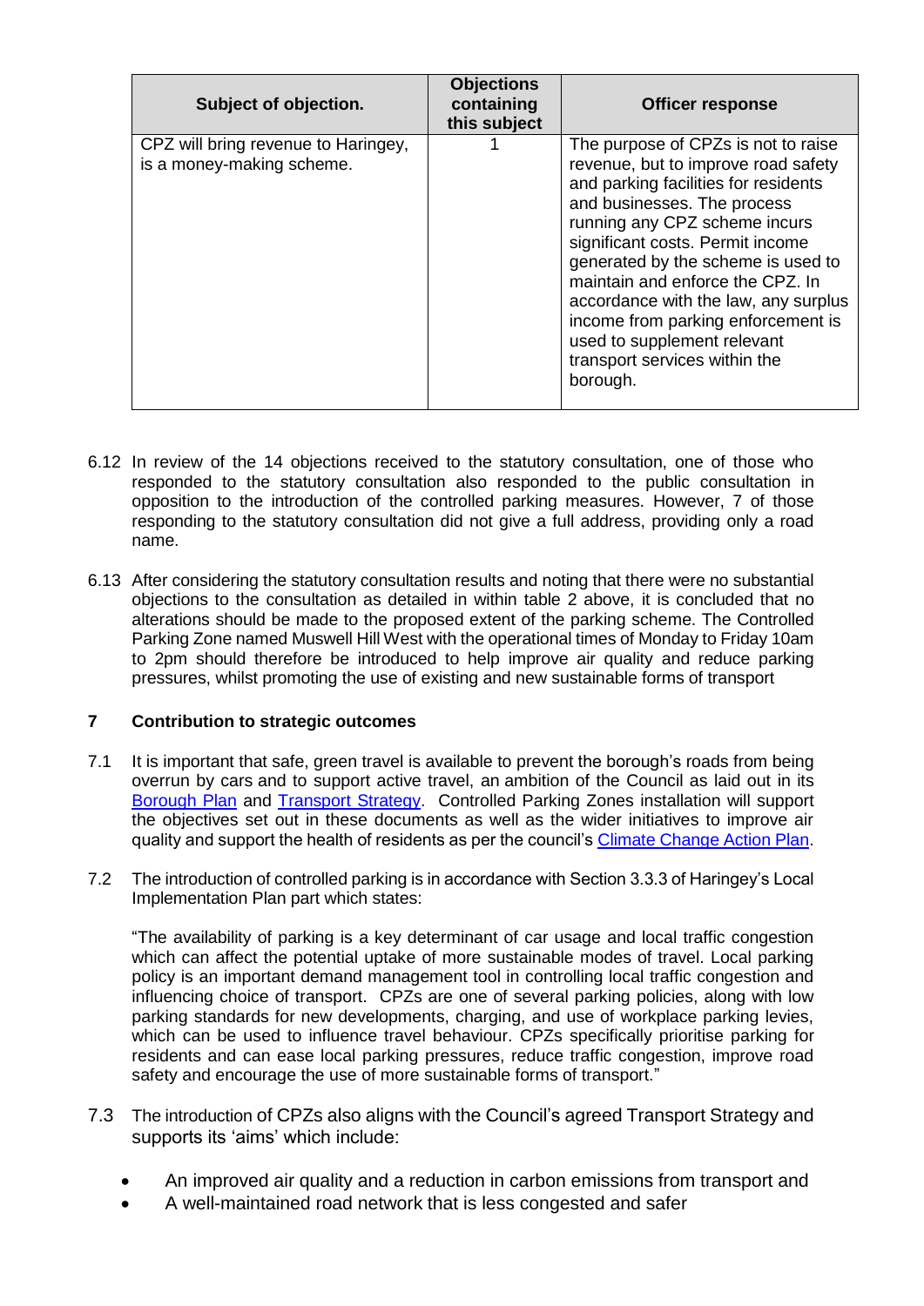| Subject of objection. | Objections containing this subject | Officer response |
|---|---|---|
| CPZ will bring revenue to Haringey, is a money-making scheme. | 1 | The purpose of CPZs is not to raise revenue, but to improve road safety and parking facilities for residents and businesses. The process running any CPZ scheme incurs significant costs. Permit income generated by the scheme is used to maintain and enforce the CPZ. In accordance with the law, any surplus income from parking enforcement is used to supplement relevant transport services within the borough. |

6.12 In review of the 14 objections received to the statutory consultation, one of those who responded to the statutory consultation also responded to the public consultation in opposition to the introduction of the controlled parking measures. However, 7 of those responding to the statutory consultation did not give a full address, providing only a road name.

6.13 After considering the statutory consultation results and noting that there were no substantial objections to the consultation as detailed in within table 2 above, it is concluded that no alterations should be made to the proposed extent of the parking scheme. The Controlled Parking Zone named Muswell Hill West with the operational times of Monday to Friday 10am to 2pm should therefore be introduced to help improve air quality and reduce parking pressures, whilst promoting the use of existing and new sustainable forms of transport

## 7 Contribution to strategic outcomes

7.1 It is important that safe, green travel is available to prevent the borough's roads from being overrun by cars and to support active travel, an ambition of the Council as laid out in its Borough Plan and Transport Strategy. Controlled Parking Zones installation will support the objectives set out in these documents as well as the wider initiatives to improve air quality and support the health of residents as per the council's Climate Change Action Plan.

7.2 The introduction of controlled parking is in accordance with Section 3.3.3 of Haringey's Local Implementation Plan part which states:

"The availability of parking is a key determinant of car usage and local traffic congestion which can affect the potential uptake of more sustainable modes of travel. Local parking policy is an important demand management tool in controlling local traffic congestion and influencing choice of transport. CPZs are one of several parking policies, along with low parking standards for new developments, charging, and use of workplace parking levies, which can be used to influence travel behaviour. CPZs specifically prioritise parking for residents and can ease local parking pressures, reduce traffic congestion, improve road safety and encourage the use of more sustainable forms of transport."

7.3 The introduction of CPZs also aligns with the Council's agreed Transport Strategy and supports its 'aims' which include:

- An improved air quality and a reduction in carbon emissions from transport and
- A well-maintained road network that is less congested and safer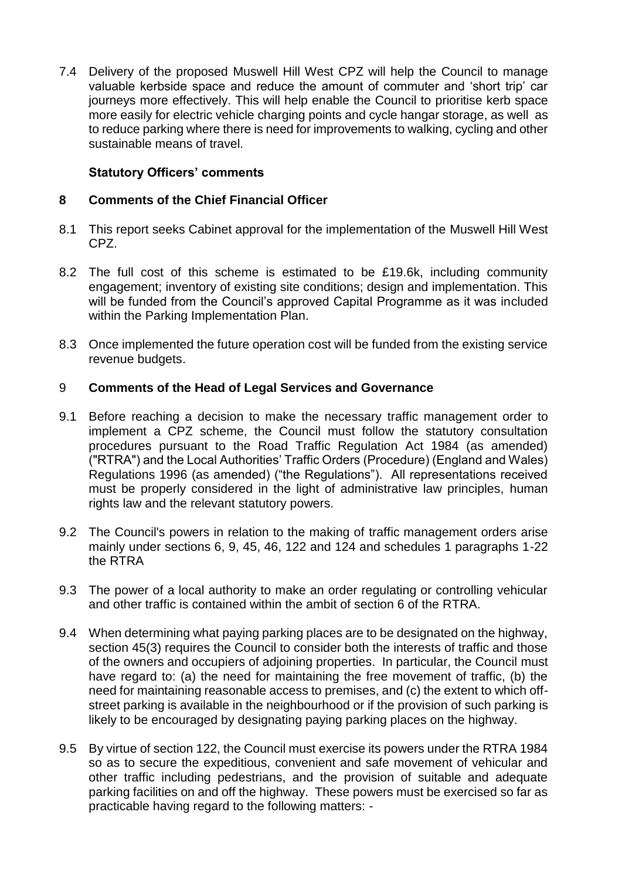7.4 Delivery of the proposed Muswell Hill West CPZ will help the Council to manage valuable kerbside space and reduce the amount of commuter and 'short trip' car journeys more effectively. This will help enable the Council to prioritise kerb space more easily for electric vehicle charging points and cycle hangar storage, as well as to reduce parking where there is need for improvements to walking, cycling and other sustainable means of travel.

**Statutory Officers' comments**

## 8 Comments of the Chief Financial Officer

8.1 This report seeks Cabinet approval for the implementation of the Muswell Hill West CPZ.

8.2 The full cost of this scheme is estimated to be £19.6k, including community engagement; inventory of existing site conditions; design and implementation. This will be funded from the Council's approved Capital Programme as it was included within the Parking Implementation Plan.

8.3 Once implemented the future operation cost will be funded from the existing service revenue budgets.

## 9 Comments of the Head of Legal Services and Governance

9.1 Before reaching a decision to make the necessary traffic management order to implement a CPZ scheme, the Council must follow the statutory consultation procedures pursuant to the Road Traffic Regulation Act 1984 (as amended) ("RTRA") and the Local Authorities' Traffic Orders (Procedure) (England and Wales) Regulations 1996 (as amended) ("the Regulations"). All representations received must be properly considered in the light of administrative law principles, human rights law and the relevant statutory powers.

9.2 The Council's powers in relation to the making of traffic management orders arise mainly under sections 6, 9, 45, 46, 122 and 124 and schedules 1 paragraphs 1-22 the RTRA

9.3 The power of a local authority to make an order regulating or controlling vehicular and other traffic is contained within the ambit of section 6 of the RTRA.

9.4 When determining what paying parking places are to be designated on the highway, section 45(3) requires the Council to consider both the interests of traffic and those of the owners and occupiers of adjoining properties. In particular, the Council must have regard to: (a) the need for maintaining the free movement of traffic, (b) the need for maintaining reasonable access to premises, and (c) the extent to which off-street parking is available in the neighbourhood or if the provision of such parking is likely to be encouraged by designating paying parking places on the highway.

9.5 By virtue of section 122, the Council must exercise its powers under the RTRA 1984 so as to secure the expeditious, convenient and safe movement of vehicular and other traffic including pedestrians, and the provision of suitable and adequate parking facilities on and off the highway. These powers must be exercised so far as practicable having regard to the following matters: -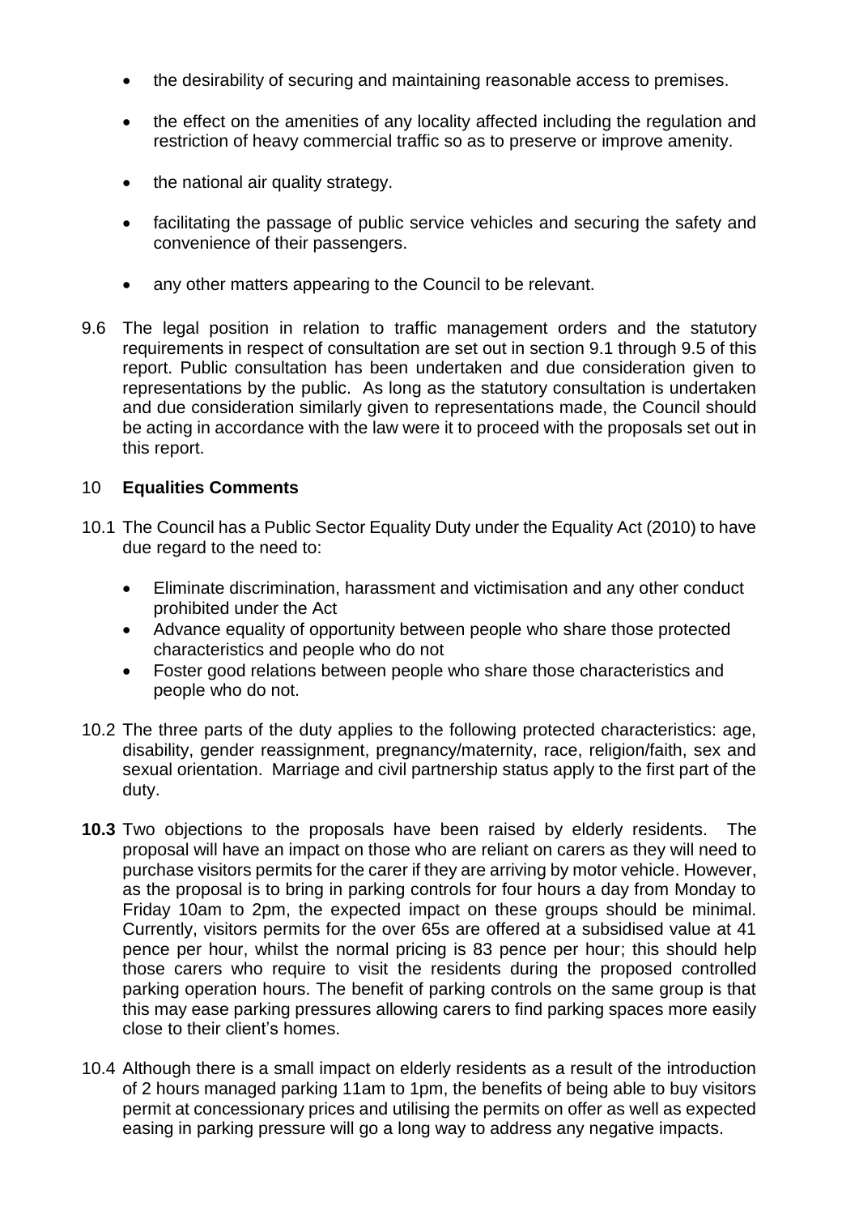- the desirability of securing and maintaining reasonable access to premises.
- the effect on the amenities of any locality affected including the regulation and restriction of heavy commercial traffic so as to preserve or improve amenity.
- the national air quality strategy.
- facilitating the passage of public service vehicles and securing the safety and convenience of their passengers.
- any other matters appearing to the Council to be relevant.

9.6 The legal position in relation to traffic management orders and the statutory requirements in respect of consultation are set out in section 9.1 through 9.5 of this report. Public consultation has been undertaken and due consideration given to representations by the public. As long as the statutory consultation is undertaken and due consideration similarly given to representations made, the Council should be acting in accordance with the law were it to proceed with the proposals set out in this report.

## 10 **Equalities Comments**

10.1 The Council has a Public Sector Equality Duty under the Equality Act (2010) to have due regard to the need to:

- Eliminate discrimination, harassment and victimisation and any other conduct prohibited under the Act
- Advance equality of opportunity between people who share those protected characteristics and people who do not
- Foster good relations between people who share those characteristics and people who do not.

10.2 The three parts of the duty applies to the following protected characteristics: age, disability, gender reassignment, pregnancy/maternity, race, religion/faith, sex and sexual orientation. Marriage and civil partnership status apply to the first part of the duty.

**10.3** Two objections to the proposals have been raised by elderly residents. The proposal will have an impact on those who are reliant on carers as they will need to purchase visitors permits for the carer if they are arriving by motor vehicle. However, as the proposal is to bring in parking controls for four hours a day from Monday to Friday 10am to 2pm, the expected impact on these groups should be minimal. Currently, visitors permits for the over 65s are offered at a subsidised value at 41 pence per hour, whilst the normal pricing is 83 pence per hour; this should help those carers who require to visit the residents during the proposed controlled parking operation hours. The benefit of parking controls on the same group is that this may ease parking pressures allowing carers to find parking spaces more easily close to their client's homes.

10.4 Although there is a small impact on elderly residents as a result of the introduction of 2 hours managed parking 11am to 1pm, the benefits of being able to buy visitors permit at concessionary prices and utilising the permits on offer as well as expected easing in parking pressure will go a long way to address any negative impacts.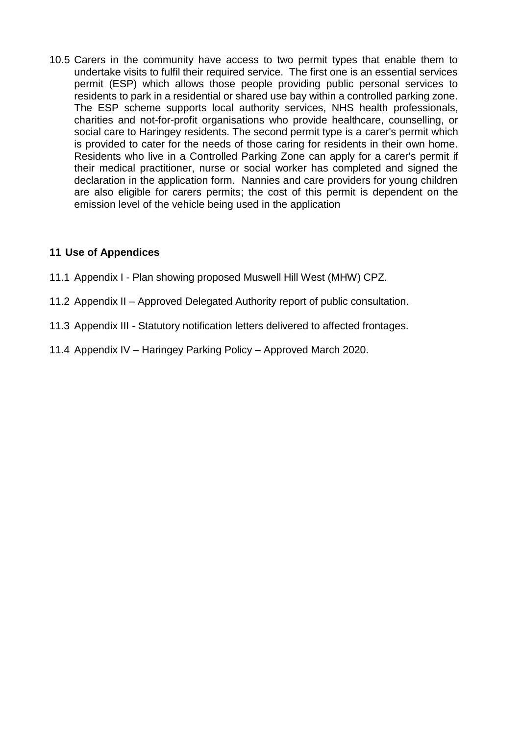10.5 Carers in the community have access to two permit types that enable them to undertake visits to fulfil their required service. The first one is an essential services permit (ESP) which allows those people providing public personal services to residents to park in a residential or shared use bay within a controlled parking zone. The ESP scheme supports local authority services, NHS health professionals, charities and not-for-profit organisations who provide healthcare, counselling, or social care to Haringey residents. The second permit type is a carer's permit which is provided to cater for the needs of those caring for residents in their own home. Residents who live in a Controlled Parking Zone can apply for a carer's permit if their medical practitioner, nurse or social worker has completed and signed the declaration in the application form. Nannies and care providers for young children are also eligible for carers permits; the cost of this permit is dependent on the emission level of the vehicle being used in the application

## 11 Use of Appendices

11.1 Appendix I - Plan showing proposed Muswell Hill West (MHW) CPZ.

11.2 Appendix II – Approved Delegated Authority report of public consultation.

11.3 Appendix III - Statutory notification letters delivered to affected frontages.

11.4 Appendix IV – Haringey Parking Policy – Approved March 2020.